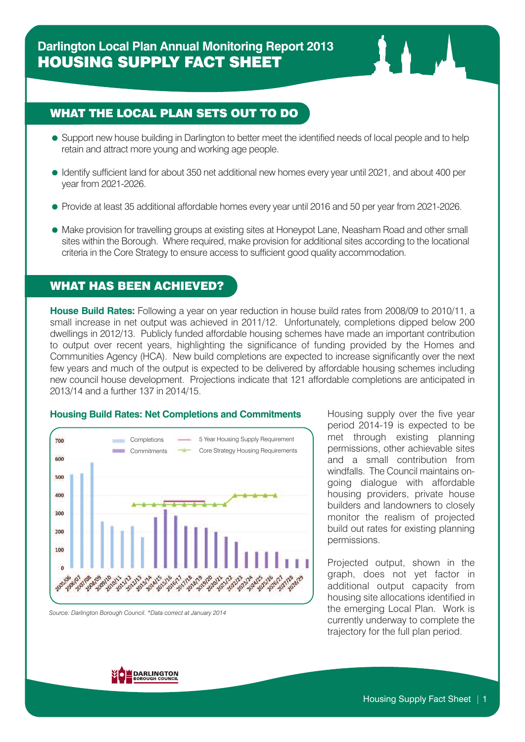# Darlington Local Plan Annual Monitoring Report 2013
# HOUSING SUPPLY FACT SHEET

## WHAT THE LOCAL PLAN SETS OUT TO DO

- Support new house building in Darlington to better meet the identified needs of local people and to help retain and attract more young and working age people.
- Identify sufficient land for about 350 net additional new homes every year until 2021, and about 400 per year from 2021-2026.
- Provide at least 35 additional affordable homes every year until 2016 and 50 per year from 2021-2026.
- Make provision for travelling groups at existing sites at Honeypot Lane, Neasham Road and other small sites within the Borough. Where required, make provision for additional sites according to the locational criteria in the Core Strategy to ensure access to sufficient good quality accommodation.

## WHAT HAS BEEN ACHIEVED?

**House Build Rates:** Following a year on year reduction in house build rates from 2008/09 to 2010/11, a small increase in net output was achieved in 2011/12. Unfortunately, completions dipped below 200 dwellings in 2012/13. Publicly funded affordable housing schemes have made an important contribution to output over recent years, highlighting the significance of funding provided by the Homes and Communities Agency (HCA). New build completions are expected to increase significantly over the next few years and much of the output is expected to be delivered by affordable housing schemes including new council house development. Projections indicate that 121 affordable completions are anticipated in 2013/14 and a further 137 in 2014/15.

### Housing Build Rates: Net Completions and Commitments

*Source: Darlington Borough Council. \*Data correct at January 2014*

Housing supply over the five year period 2014-19 is expected to be met through existing planning permissions, other achievable sites and a small contribution from windfalls. The Council maintains on-going dialogue with affordable housing providers, private house builders and landowners to closely monitor the realism of projected build out rates for existing planning permissions.

Projected output, shown in the graph, does not yet factor in additional output capacity from housing site allocations identified in the emerging Local Plan. Work is currently underway to complete the trajectory for the full plan period.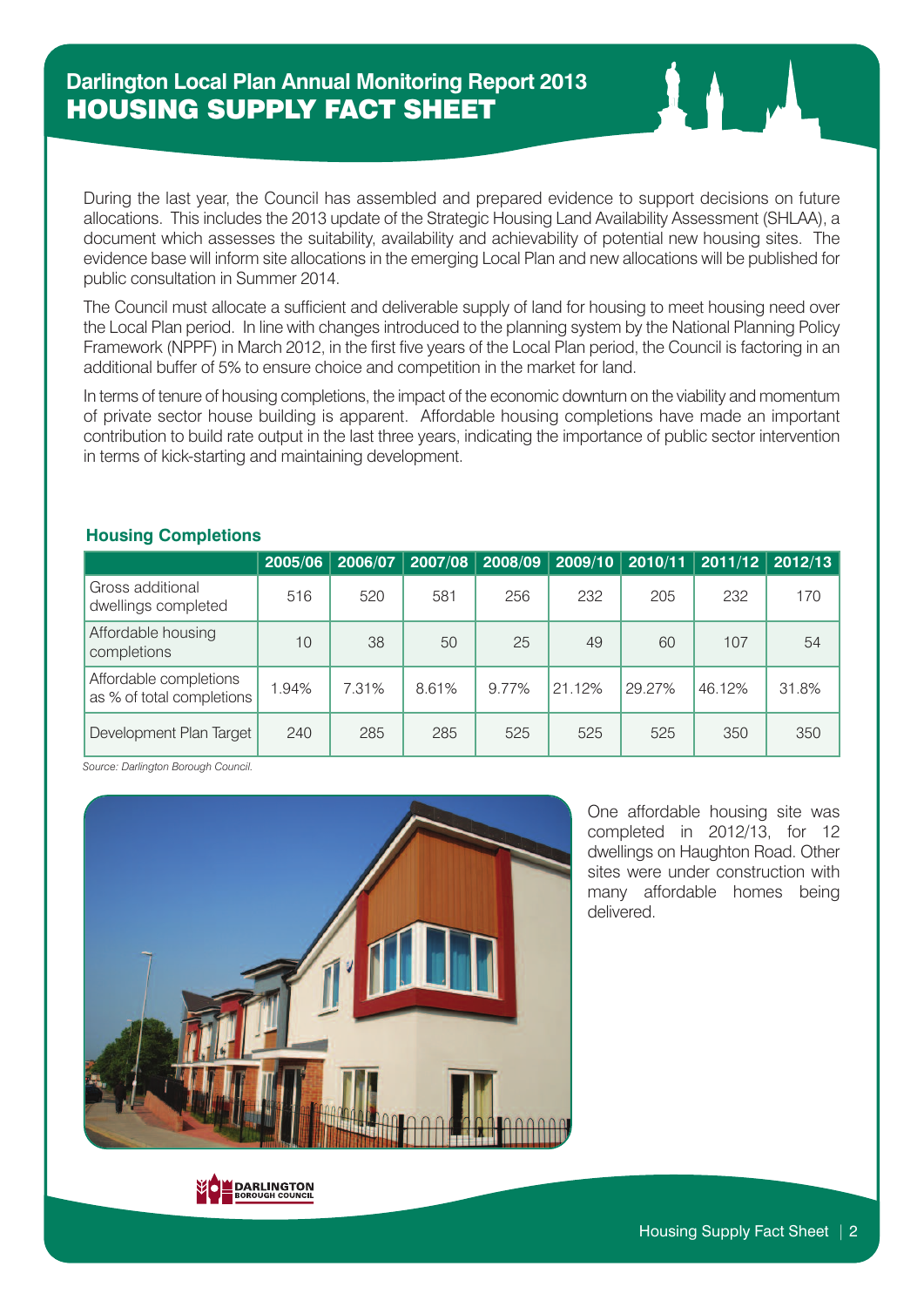# Darlington Local Plan Annual Monitoring Report 2013
## HOUSING SUPPLY FACT SHEET

During the last year, the Council has assembled and prepared evidence to support decisions on future allocations. This includes the 2013 update of the Strategic Housing Land Availability Assessment (SHLAA), a document which assesses the suitability, availability and achievability of potential new housing sites. The evidence base will inform site allocations in the emerging Local Plan and new allocations will be published for public consultation in Summer 2014.

The Council must allocate a sufficient and deliverable supply of land for housing to meet housing need over the Local Plan period. In line with changes introduced to the planning system by the National Planning Policy Framework (NPPF) in March 2012, in the first five years of the Local Plan period, the Council is factoring in an additional buffer of 5% to ensure choice and competition in the market for land.

In terms of tenure of housing completions, the impact of the economic downturn on the viability and momentum of private sector house building is apparent. Affordable housing completions have made an important contribution to build rate output in the last three years, indicating the importance of public sector intervention in terms of kick-starting and maintaining development.

### Housing Completions

| | 2005/06 | 2006/07 | 2007/08 | 2008/09 | 2009/10 | 2010/11 | 2011/12 | 2012/13 |
|---|---|---|---|---|---|---|---|---|
| Gross additional dwellings completed | 516 | 520 | 581 | 256 | 232 | 205 | 232 | 170 |
| Affordable housing completions | 10 | 38 | 50 | 25 | 49 | 60 | 107 | 54 |
| Affordable completions as % of total completions | 1.94% | 7.31% | 8.61% | 9.77% | 21.12% | 29.27% | 46.12% | 31.8% |
| Development Plan Target | 240 | 285 | 285 | 525 | 525 | 525 | 350 | 350 |

*Source: Darlington Borough Council.*

One affordable housing site was completed in 2012/13, for 12 dwellings on Haughton Road. Other sites were under construction with many affordable homes being delivered.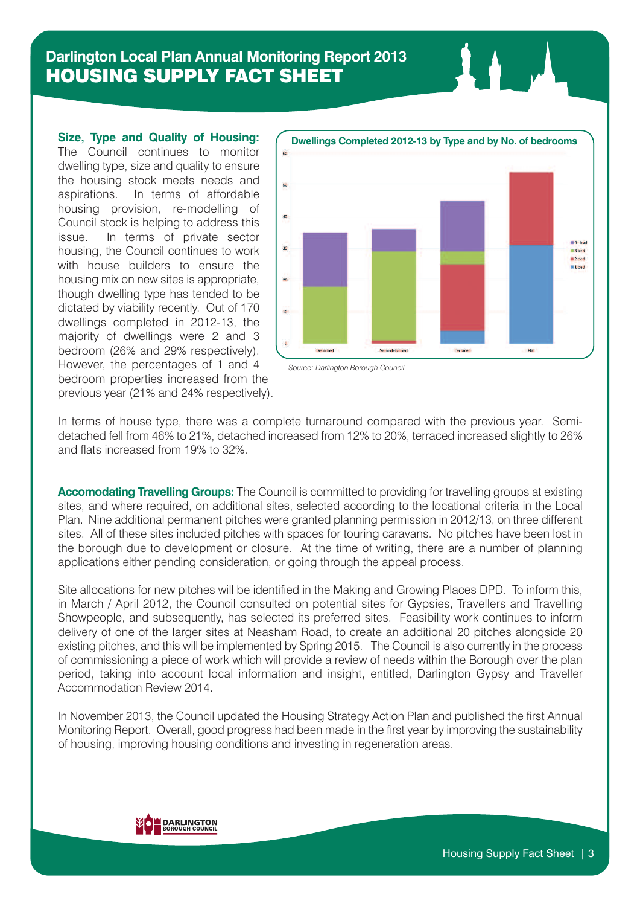# Darlington Local Plan Annual Monitoring Report 2013
## HOUSING SUPPLY FACT SHEET

**Size, Type and Quality of Housing:** The Council continues to monitor dwelling type, size and quality to ensure the housing stock meets needs and aspirations. In terms of affordable housing provision, re-modelling of Council stock is helping to address this issue. In terms of private sector housing, the Council continues to work with house builders to ensure the housing mix on new sites is appropriate, though dwelling type has tended to be dictated by viability recently. Out of 170 dwellings completed in 2012-13, the majority of dwellings were 2 and 3 bedroom (26% and 29% respectively). However, the percentages of 1 and 4 bedroom properties increased from the previous year (21% and 24% respectively).

**Dwellings Completed 2012-13 by Type and by No. of bedrooms**

*Source: Darlington Borough Council.*

In terms of house type, there was a complete turnaround compared with the previous year. Semi-detached fell from 46% to 21%, detached increased from 12% to 20%, terraced increased slightly to 26% and flats increased from 19% to 32%.

**Accomodating Travelling Groups:** The Council is committed to providing for travelling groups at existing sites, and where required, on additional sites, selected according to the locational criteria in the Local Plan. Nine additional permanent pitches were granted planning permission in 2012/13, on three different sites. All of these sites included pitches with spaces for touring caravans. No pitches have been lost in the borough due to development or closure. At the time of writing, there are a number of planning applications either pending consideration, or going through the appeal process.

Site allocations for new pitches will be identified in the Making and Growing Places DPD. To inform this, in March / April 2012, the Council consulted on potential sites for Gypsies, Travellers and Travelling Showpeople, and subsequently, has selected its preferred sites. Feasibility work continues to inform delivery of one of the larger sites at Neasham Road, to create an additional 20 pitches alongside 20 existing pitches, and this will be implemented by Spring 2015. The Council is also currently in the process of commissioning a piece of work which will provide a review of needs within the Borough over the plan period, taking into account local information and insight, entitled, Darlington Gypsy and Traveller Accommodation Review 2014.

In November 2013, the Council updated the Housing Strategy Action Plan and published the first Annual Monitoring Report. Overall, good progress had been made in the first year by improving the sustainability of housing, improving housing conditions and investing in regeneration areas.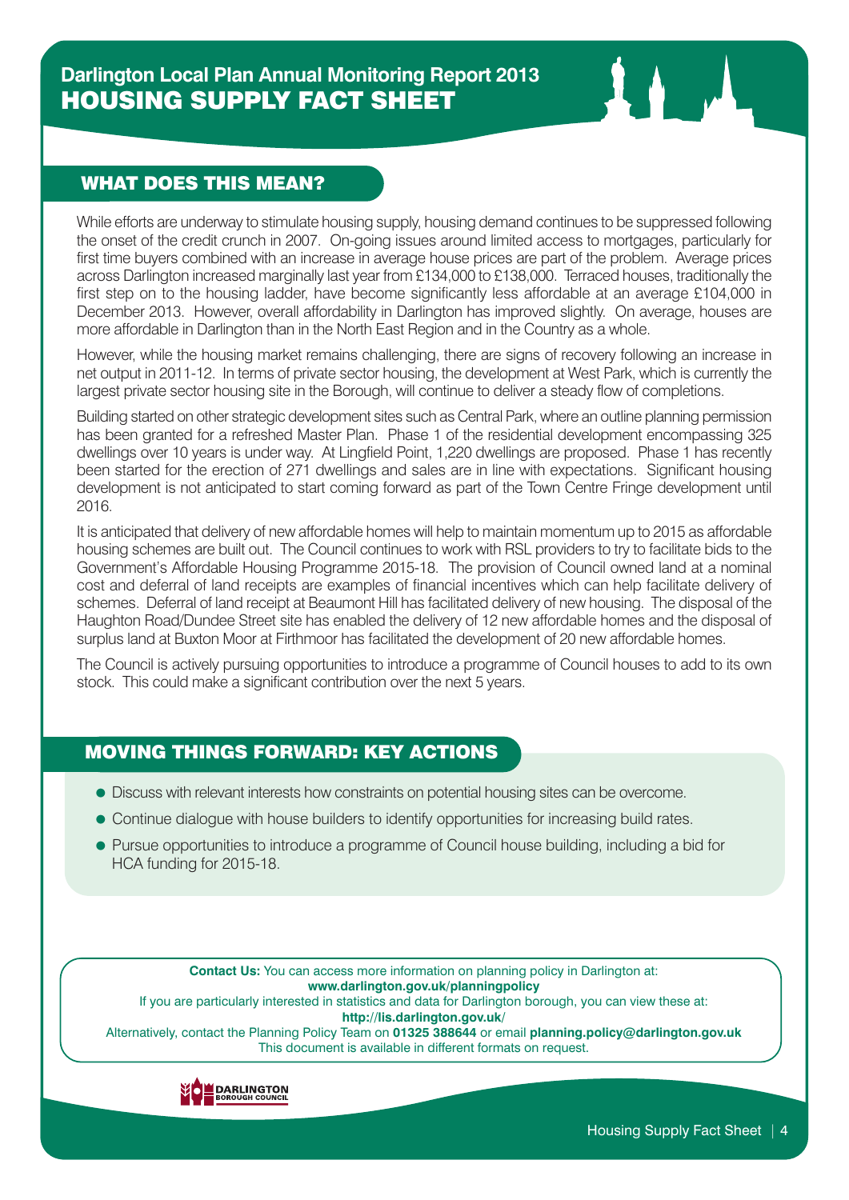# Darlington Local Plan Annual Monitoring Report 2013

# HOUSING SUPPLY FACT SHEET

## WHAT DOES THIS MEAN?

While efforts are underway to stimulate housing supply, housing demand continues to be suppressed following the onset of the credit crunch in 2007. On-going issues around limited access to mortgages, particularly for first time buyers combined with an increase in average house prices are part of the problem. Average prices across Darlington increased marginally last year from £134,000 to £138,000. Terraced houses, traditionally the first step on to the housing ladder, have become significantly less affordable at an average £104,000 in December 2013. However, overall affordability in Darlington has improved slightly. On average, houses are more affordable in Darlington than in the North East Region and in the Country as a whole.

However, while the housing market remains challenging, there are signs of recovery following an increase in net output in 2011-12. In terms of private sector housing, the development at West Park, which is currently the largest private sector housing site in the Borough, will continue to deliver a steady flow of completions.

Building started on other strategic development sites such as Central Park, where an outline planning permission has been granted for a refreshed Master Plan. Phase 1 of the residential development encompassing 325 dwellings over 10 years is under way. At Lingfield Point, 1,220 dwellings are proposed. Phase 1 has recently been started for the erection of 271 dwellings and sales are in line with expectations. Significant housing development is not anticipated to start coming forward as part of the Town Centre Fringe development until 2016.

It is anticipated that delivery of new affordable homes will help to maintain momentum up to 2015 as affordable housing schemes are built out. The Council continues to work with RSL providers to try to facilitate bids to the Government's Affordable Housing Programme 2015-18. The provision of Council owned land at a nominal cost and deferral of land receipts are examples of financial incentives which can help facilitate delivery of schemes. Deferral of land receipt at Beaumont Hill has facilitated delivery of new housing. The disposal of the Haughton Road/Dundee Street site has enabled the delivery of 12 new affordable homes and the disposal of surplus land at Buxton Moor at Firthmoor has facilitated the development of 20 new affordable homes.

The Council is actively pursuing opportunities to introduce a programme of Council houses to add to its own stock. This could make a significant contribution over the next 5 years.

## MOVING THINGS FORWARD: KEY ACTIONS

- Discuss with relevant interests how constraints on potential housing sites can be overcome.
- Continue dialogue with house builders to identify opportunities for increasing build rates.
- Pursue opportunities to introduce a programme of Council house building, including a bid for HCA funding for 2015-18.

**Contact Us:** You can access more information on planning policy in Darlington at:
**www.darlington.gov.uk/planningpolicy**
If you are particularly interested in statistics and data for Darlington borough, you can view these at:
**http://lis.darlington.gov.uk/**
Alternatively, contact the Planning Policy Team on **01325 388644** or email **planning.policy@darlington.gov.uk**
This document is available in different formats on request.

DARLINGTON BOROUGH COUNCIL